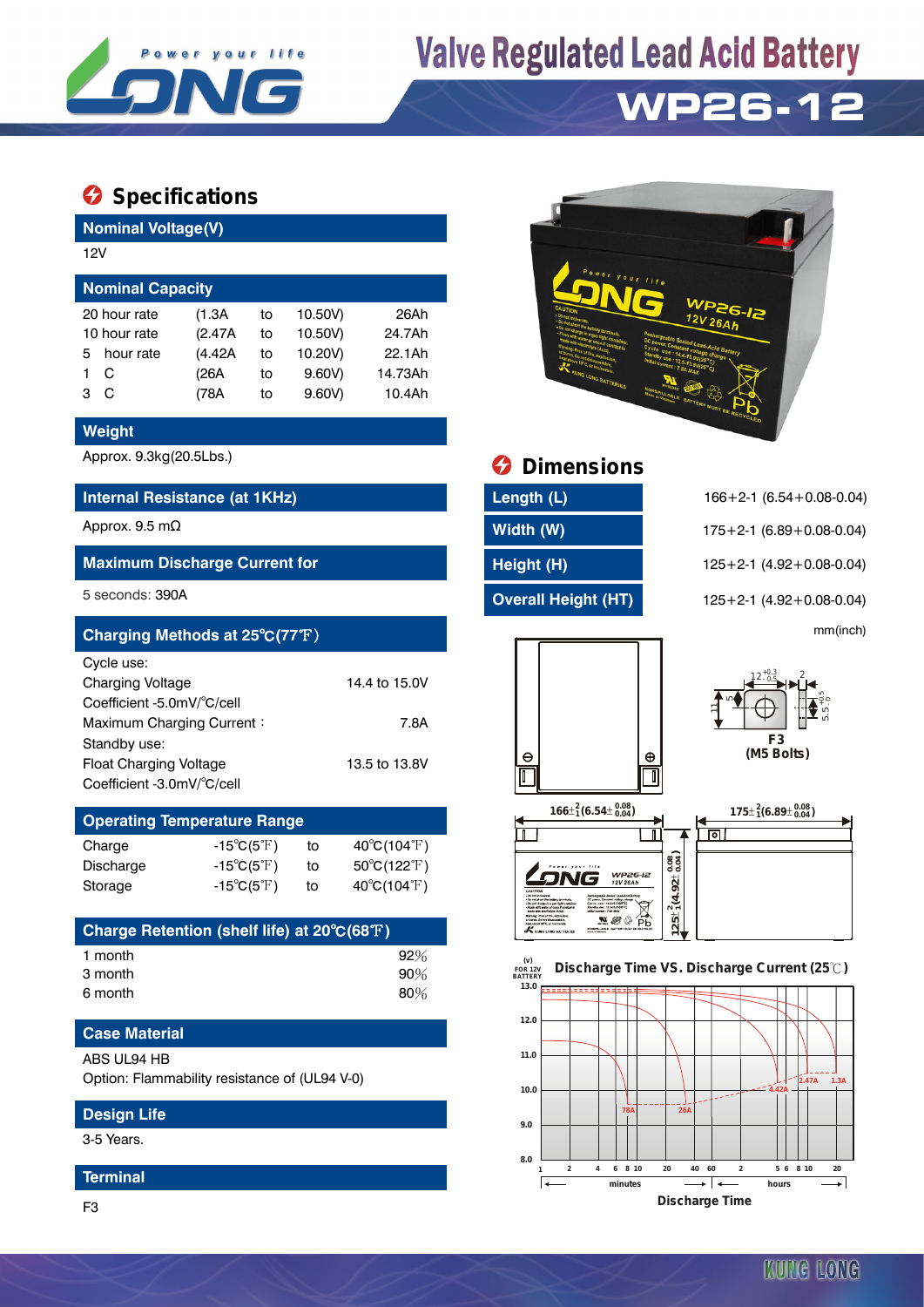# Valve Regulated Lead Acid Battery

## WP26-12

## Specifications

### Nominal Voltage(V)

12V

### Nominal Capacity

| | | | | |
|---|---|---|---|---|
| 20 hour rate | (1.3A | to | 10.50V) | 26Ah |
| 10 hour rate | (2.47A | to | 10.50V) | 24.7Ah |
| 5 hour rate | (4.42A | to | 10.20V) | 22.1Ah |
| 1 C | (26A | to | 9.60V) | 14.73Ah |
| 3 C | (78A | to | 9.60V) | 10.4Ah |

### Weight

Approx. 9.3kg(20.5Lbs.)

### Internal Resistance (at 1KHz)

Approx. 9.5 mΩ

### Maximum Discharge Current for

5 seconds: 390A

### Charging Methods at 25℃(77℉)

Cycle use:

Charging Voltage 14.4 to 15.0V

Coefficient -5.0mV/℃/cell

Maximum Charging Current : 7.8A

Standby use:

Float Charging Voltage 13.5 to 13.8V

Coefficient -3.0mV/℃/cell

### Operating Temperature Range

| | | | |
|---|---|---|---|
| Charge | -15℃(5℉) | to | 40℃(104℉) |
| Discharge | -15℃(5℉) | to | 50℃(122℉) |
| Storage | -15℃(5℉) | to | 40℃(104℉) |

### Charge Retention (shelf life) at 20℃(68℉)

| | |
|---|---|
| 1 month | 92% |
| 3 month | 90% |
| 6 month | 80% |

### Case Material

ABS UL94 HB

Option: Flammability resistance of (UL94 V-0)

### Design Life

3-5 Years.

### Terminal

F3

## Dimensions

| | |
|---|---|
| Length (L) | 166+2-1 (6.54+0.08-0.04) |
| Width (W) | 175+2-1 (6.89+0.08-0.04) |
| Height (H) | 125+2-1 (4.92+0.08-0.04) |
| Overall Height (HT) | 125+2-1 (4.92+0.08-0.04) |

mm(inch)

F3
(M5 Bolts)

$166^{+2}_{-1}(6.54^{+0.08}_{-0.04})$

$175^{+2}_{-1}(6.89^{+0.08}_{-0.04})$

$125^{+2}_{-1}(4.92^{+0.08}_{-0.04})$

Discharge Time VS. Discharge Current (25℃)

(v) FOR 12V BATTERY

13.0
12.0
11.0
10.0
9.0
8.0

78A
26A
4.42A
2.47A
1.3A

1 2 4 6 8 10 20 40 60 2 5 6 8 10 20

minutes hours

Discharge Time

KUNG LONG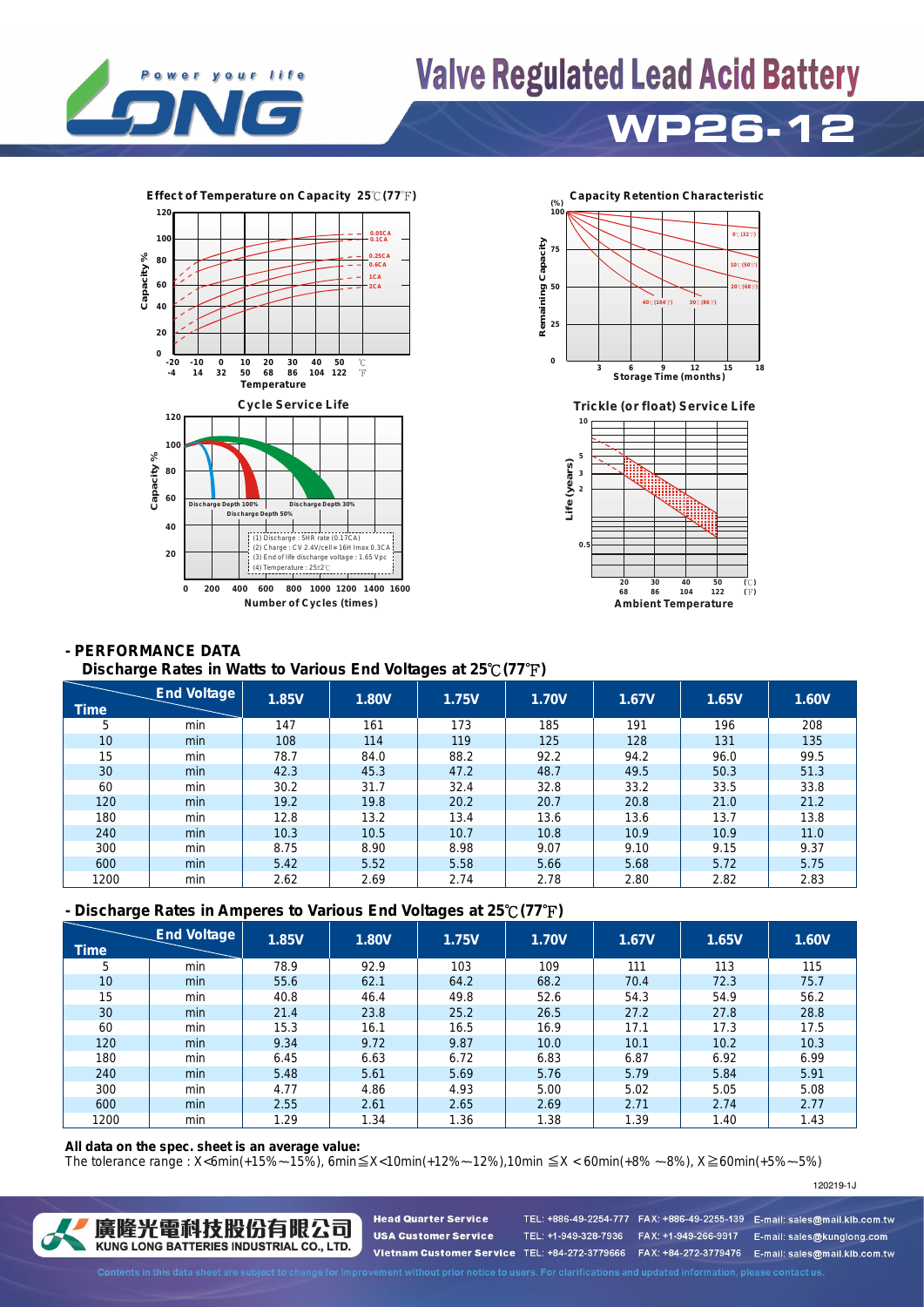# Valve Regulated Lead Acid Battery

## WP26-12

Power your life

LONG

**Effect of Temperature on Capacity 25℃(77℉)**

120
100
80
60
40
20
0

Capacity %

0.05CA
0.1CA
0.25CA
0.6CA
1CA
2CA

-20 -10 0 10 20 30 40 50 ℃
-4 14 32 50 68 86 104 122 ℉
Temperature

**Capacity Retention Characteristic**

(%)
100
75
50
25
0

Remaining Capacity

0℃(32℉)
10℃(50℉)
20℃(68℉)
40℃(104℉)
30℃(86℉)

3 6 9 12 15 18
Storage Time (months)

**Cycle Service Life**

120
100
80
60
40
20

Capacity %

Discharge Depth 100%
Discharge Depth 30%
Discharge Depth 50%

(1) Discharge : 5HR rate (0.17CA)
(2) Charge : CV 2.4V/cell≒16H Imax 0.3CA
(3) End of life discharge voltage : 1.65 Vpc
(4) Temperature : 25±2℃

0 200 400 600 800 1000 1200 1400 1600
Number of Cycles (times)

**Trickle (or float) Service Life**

10
5
3
2
0.5

Life (years)

20 30 40 50 (℃)
68 86 104 122 (℉)
Ambient Temperature

## - PERFORMANCE DATA

**Discharge Rates in Watts to Various End Voltages at 25℃(77℉)**

| Time | End Voltage | 1.85V | 1.80V | 1.75V | 1.70V | 1.67V | 1.65V | 1.60V |
|---|---|---|---|---|---|---|---|---|
| 5 | min | 147 | 161 | 173 | 185 | 191 | 196 | 208 |
| 10 | min | 108 | 114 | 119 | 125 | 128 | 131 | 135 |
| 15 | min | 78.7 | 84.0 | 88.2 | 92.2 | 94.2 | 96.0 | 99.5 |
| 30 | min | 42.3 | 45.3 | 47.2 | 48.7 | 49.5 | 50.3 | 51.3 |
| 60 | min | 30.2 | 31.7 | 32.4 | 32.8 | 33.2 | 33.5 | 33.8 |
| 120 | min | 19.2 | 19.8 | 20.2 | 20.7 | 20.8 | 21.0 | 21.2 |
| 180 | min | 12.8 | 13.2 | 13.4 | 13.6 | 13.6 | 13.7 | 13.8 |
| 240 | min | 10.3 | 10.5 | 10.7 | 10.8 | 10.9 | 10.9 | 11.0 |
| 300 | min | 8.75 | 8.90 | 8.98 | 9.07 | 9.10 | 9.15 | 9.37 |
| 600 | min | 5.42 | 5.52 | 5.58 | 5.66 | 5.68 | 5.72 | 5.75 |
| 1200 | min | 2.62 | 2.69 | 2.74 | 2.78 | 2.80 | 2.82 | 2.83 |

**- Discharge Rates in Amperes to Various End Voltages at 25℃(77℉)**

| Time | End Voltage | 1.85V | 1.80V | 1.75V | 1.70V | 1.67V | 1.65V | 1.60V |
|---|---|---|---|---|---|---|---|---|
| 5 | min | 78.9 | 92.9 | 103 | 109 | 111 | 113 | 115 |
| 10 | min | 55.6 | 62.1 | 64.2 | 68.2 | 70.4 | 72.3 | 75.7 |
| 15 | min | 40.8 | 46.4 | 49.8 | 52.6 | 54.3 | 54.9 | 56.2 |
| 30 | min | 21.4 | 23.8 | 25.2 | 26.5 | 27.2 | 27.8 | 28.8 |
| 60 | min | 15.3 | 16.1 | 16.5 | 16.9 | 17.1 | 17.3 | 17.5 |
| 120 | min | 9.34 | 9.72 | 9.87 | 10.0 | 10.1 | 10.2 | 10.3 |
| 180 | min | 6.45 | 6.63 | 6.72 | 6.83 | 6.87 | 6.92 | 6.99 |
| 240 | min | 5.48 | 5.61 | 5.69 | 5.76 | 5.79 | 5.84 | 5.91 |
| 300 | min | 4.77 | 4.86 | 4.93 | 5.00 | 5.02 | 5.05 | 5.08 |
| 600 | min | 2.55 | 2.61 | 2.65 | 2.69 | 2.71 | 2.74 | 2.77 |
| 1200 | min | 1.29 | 1.34 | 1.36 | 1.38 | 1.39 | 1.40 | 1.43 |

**All data on the spec. sheet is an average value:**

The tolerance range : X<6min(+15%~-15%), 6min≦X<10min(+12%~-12%),10min ≦X < 60min(+8% ~-8%), X≧60min(+5%~-5%)

120219-1J

廣隆光電科技股份有限公司
KUNG LONG BATTERIES INDUSTRIAL CO., LTD.

| | | | |
|---|---|---|---|
| Head Quarter Service | TEL: +886-49-2254-777 | FAX: +886-49-2255-139 | E-mail: sales@mail.klb.com.tw |
| USA Customer Service | TEL: +1-949-328-7936 | FAX: +1-949-266-9917 | E-mail: sales@kunglong.com |
| Vietnam Customer Service | TEL: +84-272-3779666 | FAX: +84-272-3779476 | E-mail: sales@mail.klb.com.tw |

Contents in this data sheet are subject to change for improvement without prior notice to users. For clarifications and updated information, please contact us.